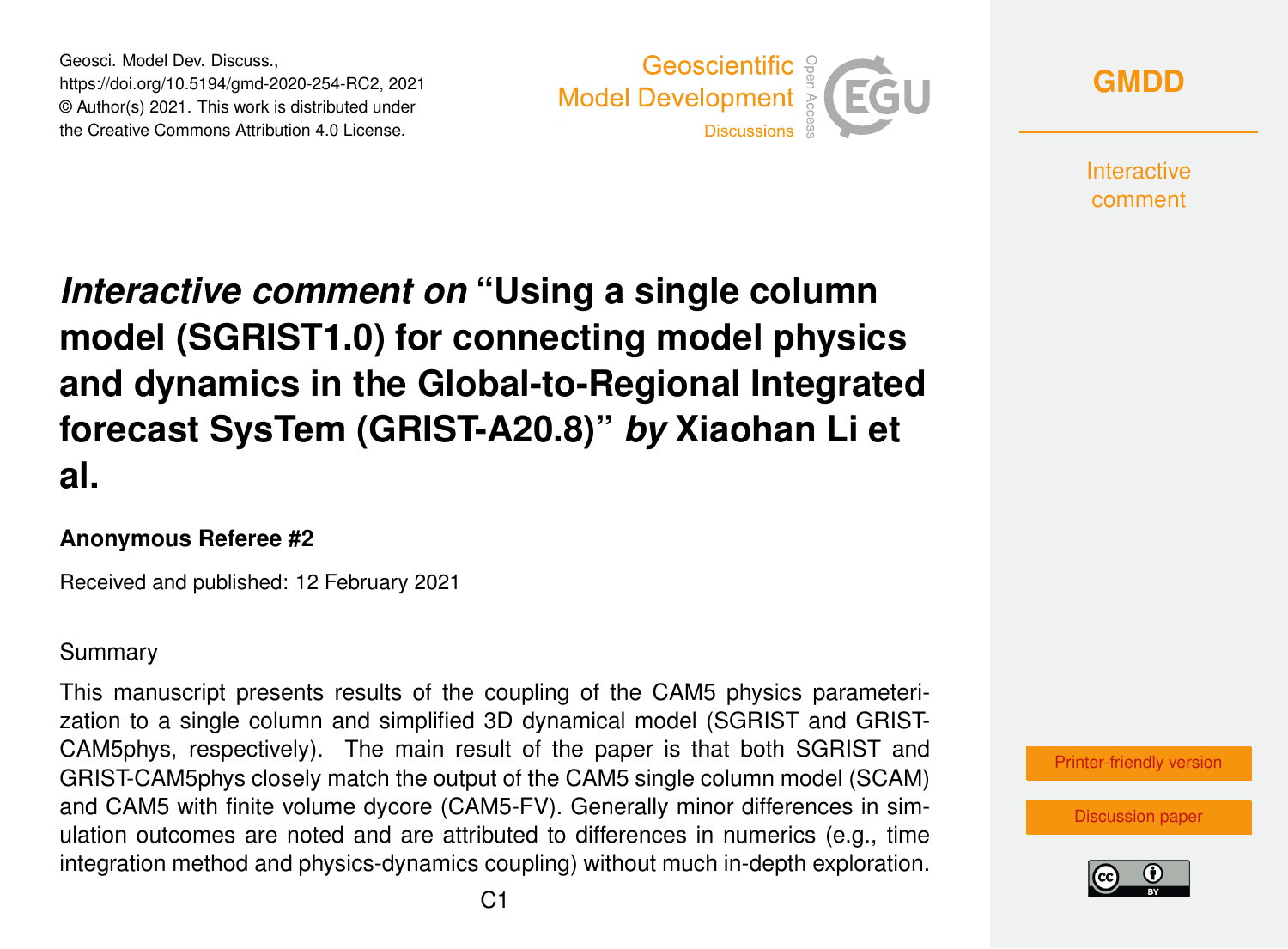# *Interactive comment on* "Using a single column model (SGRIST1.0) for connecting model physics and dynamics in the Global-to-Regional Integrated forecast SysTem (GRIST-A20.8)" *by* Xiaohan Li et al.

**Anonymous Referee #2**

Received and published: 12 February 2021

Summary

This manuscript presents results of the coupling of the CAM5 physics parameterization to a single column and simplified 3D dynamical model (SGRIST and GRIST-CAM5phys, respectively). The main result of the paper is that both SGRIST and GRIST-CAM5phys closely match the output of the CAM5 single column model (SCAM) and CAM5 with finite volume dycore (CAM5-FV). Generally minor differences in simulation outcomes are noted and are attributed to differences in numerics (e.g., time integration method and physics-dynamics coupling) without much in-depth exploration.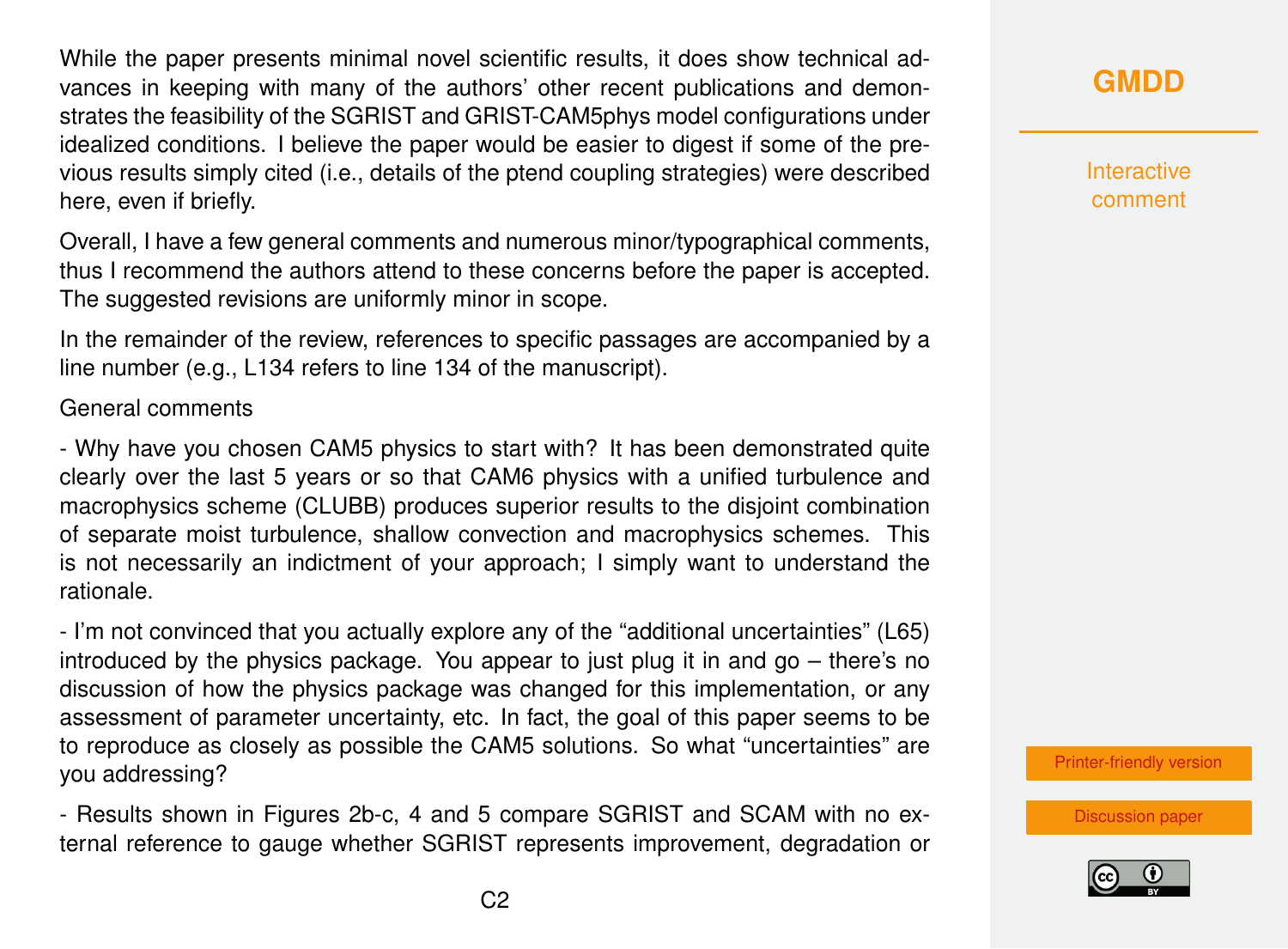While the paper presents minimal novel scientific results, it does show technical advances in keeping with many of the authors' other recent publications and demonstrates the feasibility of the SGRIST and GRIST-CAM5phys model configurations under idealized conditions. I believe the paper would be easier to digest if some of the previous results simply cited (i.e., details of the ptend coupling strategies) were described here, even if briefly.

Overall, I have a few general comments and numerous minor/typographical comments, thus I recommend the authors attend to these concerns before the paper is accepted. The suggested revisions are uniformly minor in scope.

In the remainder of the review, references to specific passages are accompanied by a line number (e.g., L134 refers to line 134 of the manuscript).

General comments

- Why have you chosen CAM5 physics to start with? It has been demonstrated quite clearly over the last 5 years or so that CAM6 physics with a unified turbulence and macrophysics scheme (CLUBB) produces superior results to the disjoint combination of separate moist turbulence, shallow convection and macrophysics schemes. This is not necessarily an indictment of your approach; I simply want to understand the rationale.

- I'm not convinced that you actually explore any of the "additional uncertainties" (L65) introduced by the physics package. You appear to just plug it in and go – there's no discussion of how the physics package was changed for this implementation, or any assessment of parameter uncertainty, etc. In fact, the goal of this paper seems to be to reproduce as closely as possible the CAM5 solutions. So what "uncertainties" are you addressing?

- Results shown in Figures 2b-c, 4 and 5 compare SGRIST and SCAM with no external reference to gauge whether SGRIST represents improvement, degradation or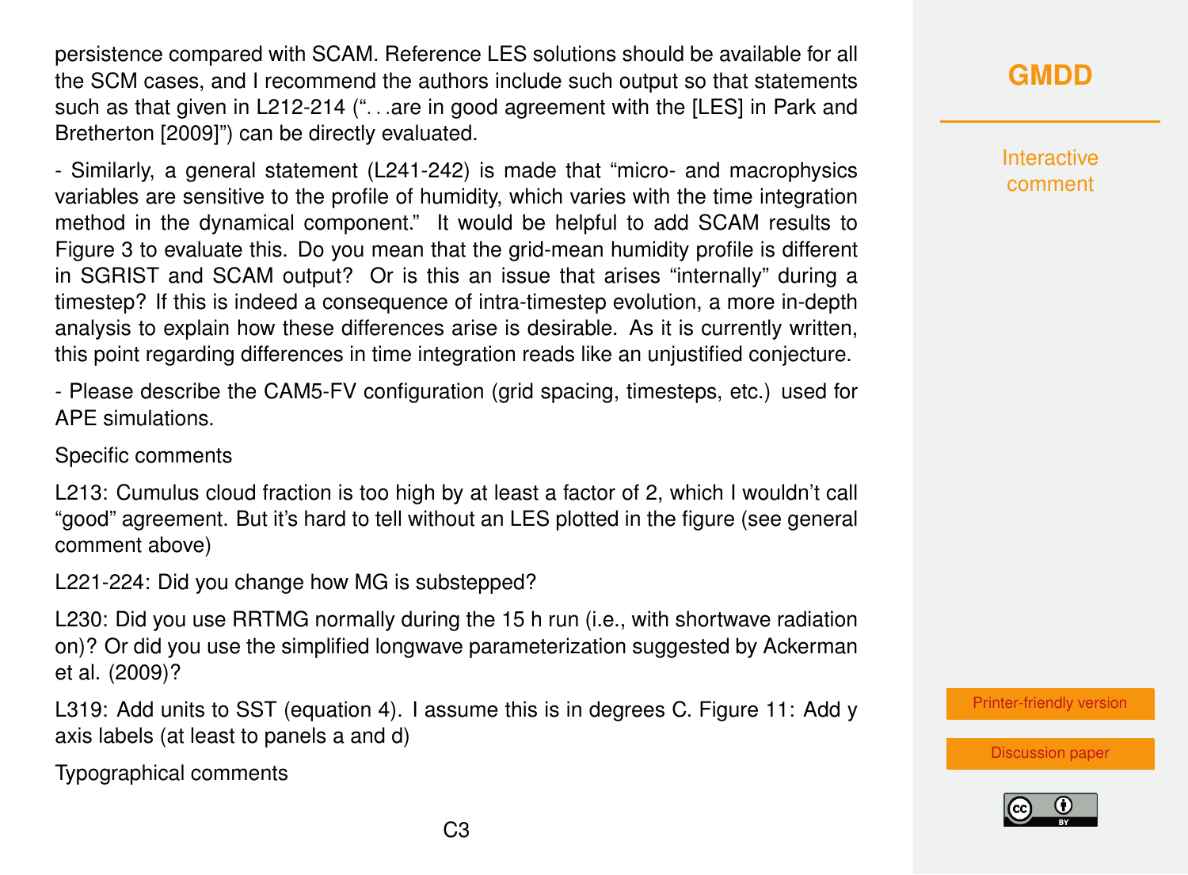persistence compared with SCAM. Reference LES solutions should be available for all the SCM cases, and I recommend the authors include such output so that statements such as that given in L212-214 ("...are in good agreement with the [LES] in Park and Bretherton [2009]") can be directly evaluated.

- Similarly, a general statement (L241-242) is made that "micro- and macrophysics variables are sensitive to the profile of humidity, which varies with the time integration method in the dynamical component." It would be helpful to add SCAM results to Figure 3 to evaluate this. Do you mean that the grid-mean humidity profile is different in SGRIST and SCAM output? Or is this an issue that arises "internally" during a timestep? If this is indeed a consequence of intra-timestep evolution, a more in-depth analysis to explain how these differences arise is desirable. As it is currently written, this point regarding differences in time integration reads like an unjustified conjecture.

- Please describe the CAM5-FV configuration (grid spacing, timesteps, etc.) used for APE simulations.

Specific comments

L213: Cumulus cloud fraction is too high by at least a factor of 2, which I wouldn't call "good" agreement. But it's hard to tell without an LES plotted in the figure (see general comment above)

L221-224: Did you change how MG is substepped?

L230: Did you use RRTMG normally during the 15 h run (i.e., with shortwave radiation on)? Or did you use the simplified longwave parameterization suggested by Ackerman et al. (2009)?

L319: Add units to SST (equation 4). I assume this is in degrees C. Figure 11: Add y axis labels (at least to panels a and d)

Typographical comments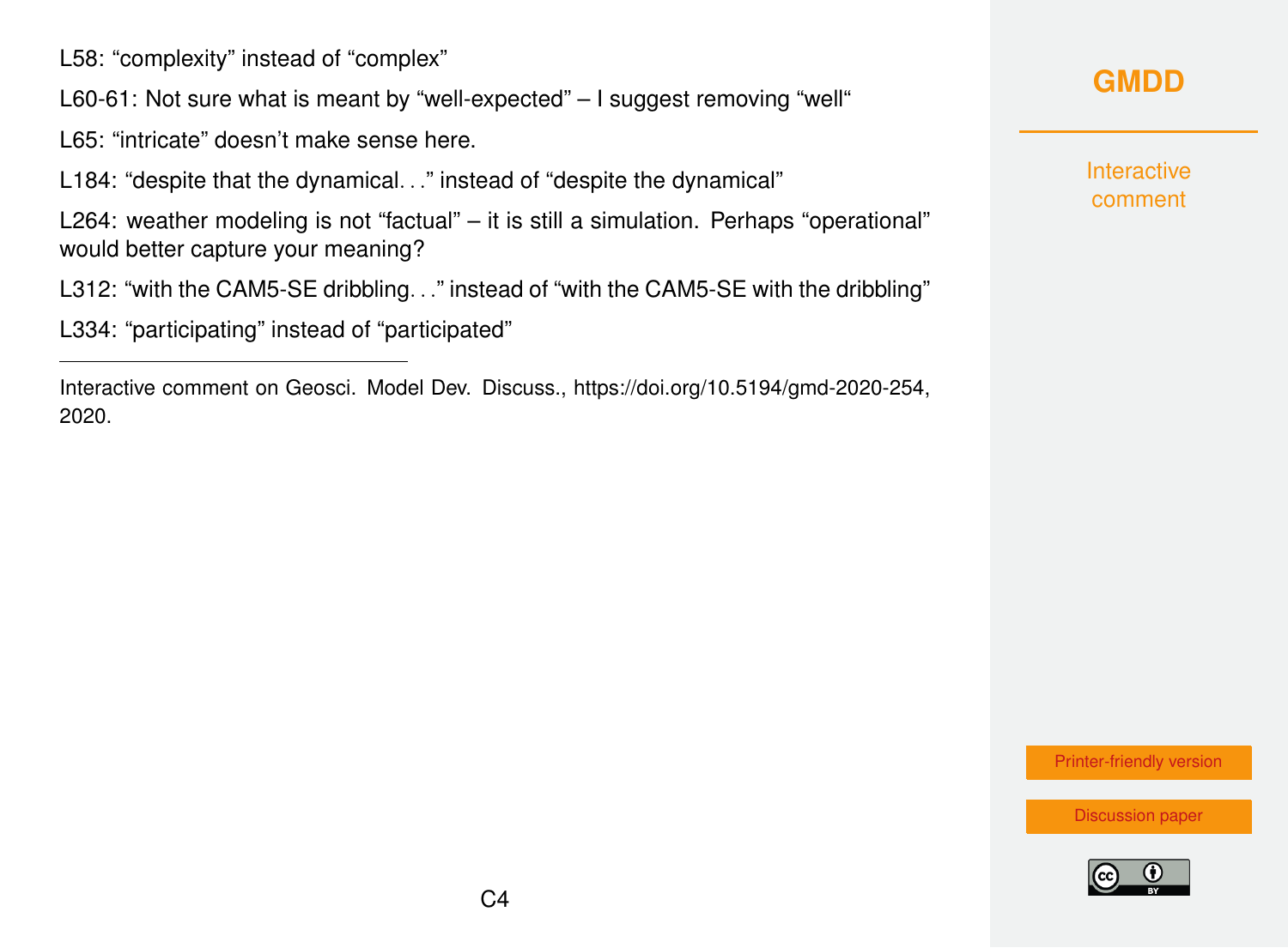L58: “complexity” instead of “complex”

L60-61: Not sure what is meant by “well-expected” – I suggest removing “well“

L65: “intricate” doesn’t make sense here.

L184: “despite that the dynamical. . .” instead of “despite the dynamical”

L264: weather modeling is not “factual” – it is still a simulation. Perhaps “operational” would better capture your meaning?

L312: “with the CAM5-SE dribbling. . .” instead of “with the CAM5-SE with the dribbling”

L334: “participating” instead of “participated”

---

Interactive comment on Geosci. Model Dev. Discuss., https://doi.org/10.5194/gmd-2020-254, 2020.